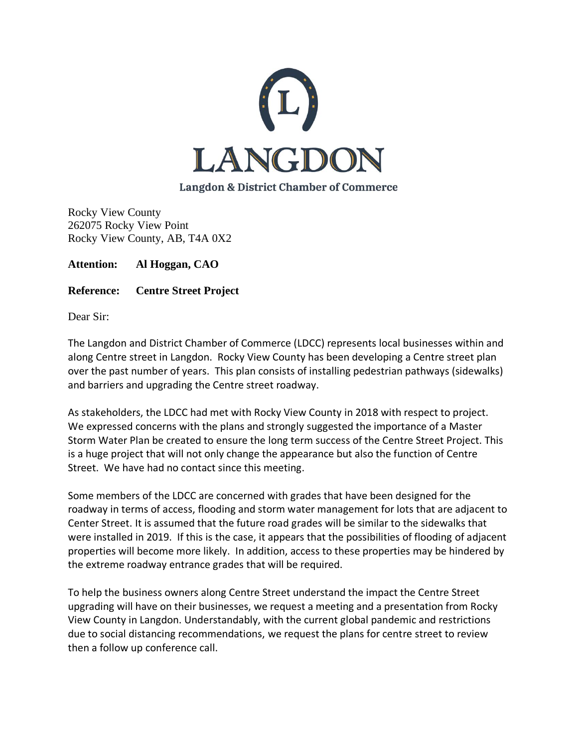LANGDON

Langdon & District Chamber of Commerce

Rocky View County
262075 Rocky View Point
Rocky View County, AB, T4A 0X2

**Attention: Al Hoggan, CAO**

**Reference: Centre Street Project**

Dear Sir:

The Langdon and District Chamber of Commerce (LDCC) represents local businesses within and along Centre street in Langdon. Rocky View County has been developing a Centre street plan over the past number of years. This plan consists of installing pedestrian pathways (sidewalks) and barriers and upgrading the Centre street roadway.

As stakeholders, the LDCC had met with Rocky View County in 2018 with respect to project. We expressed concerns with the plans and strongly suggested the importance of a Master Storm Water Plan be created to ensure the long term success of the Centre Street Project. This is a huge project that will not only change the appearance but also the function of Centre Street. We have had no contact since this meeting.

Some members of the LDCC are concerned with grades that have been designed for the roadway in terms of access, flooding and storm water management for lots that are adjacent to Center Street. It is assumed that the future road grades will be similar to the sidewalks that were installed in 2019. If this is the case, it appears that the possibilities of flooding of adjacent properties will become more likely. In addition, access to these properties may be hindered by the extreme roadway entrance grades that will be required.

To help the business owners along Centre Street understand the impact the Centre Street upgrading will have on their businesses, we request a meeting and a presentation from Rocky View County in Langdon. Understandably, with the current global pandemic and restrictions due to social distancing recommendations, we request the plans for centre street to review then a follow up conference call.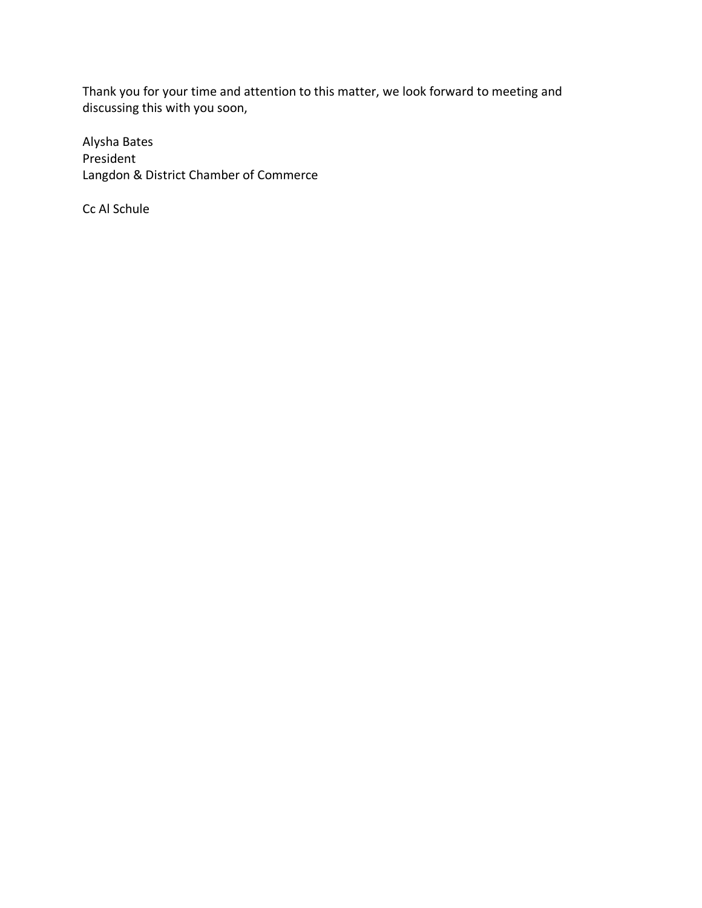Thank you for your time and attention to this matter, we look forward to meeting and discussing this with you soon,

Alysha Bates
President
Langdon & District Chamber of Commerce

Cc Al Schule